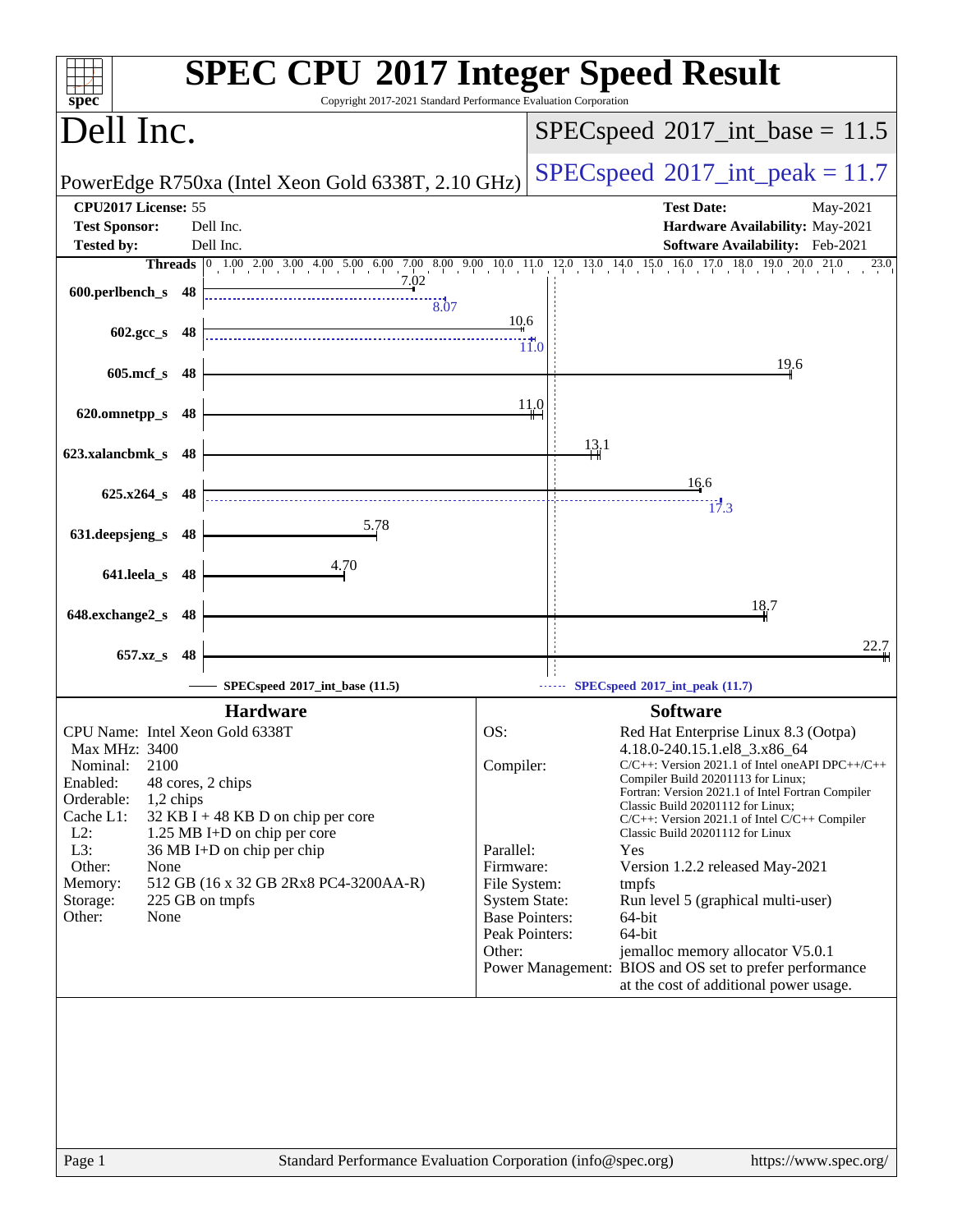# SPEC CPU 2017 Integer Speed Result

Copyright 2017-2021 Standard Performance Evaluation Corporation

## Dell Inc.

PowerEdge R750xa (Intel Xeon Gold 6338T, 2.10 GHz)

**SPECspeed 2017_int_base = 11.5**

**SPECspeed 2017_int_peak = 11.7**

| | | | |
|---|---|---|---|
| **CPU2017 License:** | 55 | **Test Date:** | May-2021 |
| **Test Sponsor:** | Dell Inc. | **Hardware Availability:** | May-2021 |
| **Tested by:** | Dell Inc. | **Software Availability:** | Feb-2021 |

| Benchmark | Threads | Base | Peak |
|---|---|---|---|
| 600.perlbench_s | 48 | 7.02 | 8.07 |
| 602.gcc_s | 48 | 10.6 | 11.0 |
| 605.mcf_s | 48 | 19.6 | |
| 620.omnetpp_s | 48 | 11.0 | |
| 623.xalancbmk_s | 48 | 13.1 | |
| 625.x264_s | 48 | 16.6 | 17.3 |
| 631.deepsjeng_s | 48 | 5.78 | |
| 641.leela_s | 48 | 4.70 | |
| 648.exchange2_s | 48 | 18.7 | |
| 657.xz_s | 48 | 22.7 | |

SPECspeed 2017_int_base (11.5) — SPECspeed 2017_int_peak (11.7)

### Hardware

| | |
|---|---|
| CPU Name: | Intel Xeon Gold 6338T |
| Max MHz: | 3400 |
| Nominal: | 2100 |
| Enabled: | 48 cores, 2 chips |
| Orderable: | 1,2 chips |
| Cache L1: | 32 KB I + 48 KB D on chip per core |
| L2: | 1.25 MB I+D on chip per core |
| L3: | 36 MB I+D on chip per chip |
| Other: | None |
| Memory: | 512 GB (16 x 32 GB 2Rx8 PC4-3200AA-R) |
| Storage: | 225 GB on tmpfs |
| Other: | None |

### Software

| | |
|---|---|
| OS: | Red Hat Enterprise Linux 8.3 (Ootpa) 4.18.0-240.15.1.el8_3.x86_64 |
| Compiler: | C/C++: Version 2021.1 of Intel oneAPI DPC++/C++ Compiler Build 20201113 for Linux; Fortran: Version 2021.1 of Intel Fortran Compiler Classic Build 20201112 for Linux; C/C++: Version 2021.1 of Intel C/C++ Compiler Classic Build 20201112 for Linux |
| Parallel: | Yes |
| Firmware: | Version 1.2.2 released May-2021 |
| File System: | tmpfs |
| System State: | Run level 5 (graphical multi-user) |
| Base Pointers: | 64-bit |
| Peak Pointers: | 64-bit |
| Other: | jemalloc memory allocator V5.0.1 |
| Power Management: | BIOS and OS set to prefer performance at the cost of additional power usage. |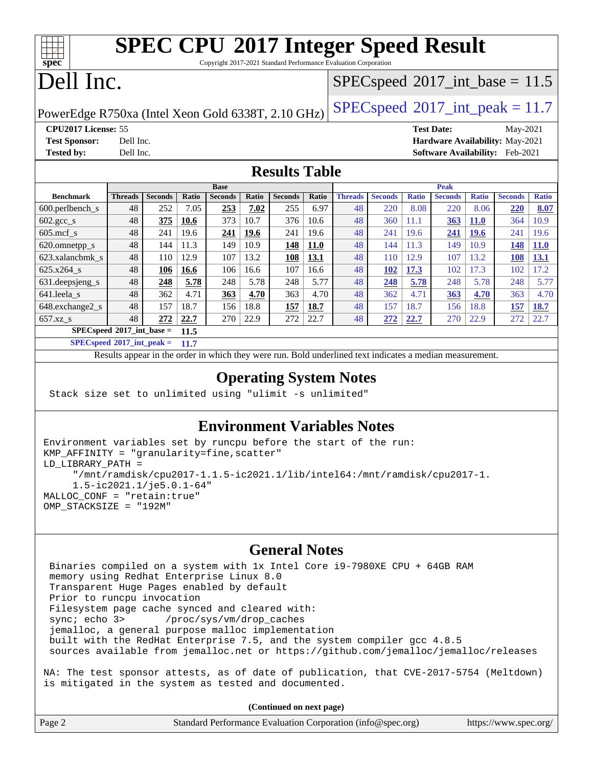# SPEC CPU 2017 Integer Speed Result

Copyright 2017-2021 Standard Performance Evaluation Corporation

# Dell Inc.

PowerEdge R750xa (Intel Xeon Gold 6338T, 2.10 GHz)

SPECspeed 2017_int_base = 11.5

SPECspeed 2017_int_peak = 11.7

**CPU2017 License:** 55
**Test Sponsor:** Dell Inc.
**Tested by:** Dell Inc.
**Test Date:** May-2021
**Hardware Availability:** May-2021
**Software Availability:** Feb-2021

## Results Table

| | Base | | | | | | | Peak | | | | | | |
|---|---|---|---|---|---|---|---|---|---|---|---|---|---|---|
| **Benchmark** | **Threads** | **Seconds** | **Ratio** | **Seconds** | **Ratio** | **Seconds** | **Ratio** | **Threads** | **Seconds** | **Ratio** | **Seconds** | **Ratio** | **Seconds** | **Ratio** |
| 600.perlbench_s | 48 | 252 | 7.05 | **253** | **7.02** | 255 | 6.97 | 48 | 220 | 8.08 | 220 | 8.06 | **220** | **8.07** |
| 602.gcc_s | 48 | **375** | **10.6** | 373 | 10.7 | 376 | 10.6 | 48 | 360 | 11.1 | **363** | **11.0** | 364 | 10.9 |
| 605.mcf_s | 48 | 241 | 19.6 | **241** | **19.6** | 241 | 19.6 | 48 | 241 | 19.6 | **241** | **19.6** | 241 | 19.6 |
| 620.omnetpp_s | 48 | 144 | 11.3 | 149 | 10.9 | **148** | **11.0** | 48 | 144 | 11.3 | 149 | 10.9 | **148** | **11.0** |
| 623.xalancbmk_s | 48 | 110 | 12.9 | 107 | 13.2 | **108** | **13.1** | 48 | 110 | 12.9 | 107 | 13.2 | **108** | **13.1** |
| 625.x264_s | 48 | **106** | **16.6** | 106 | 16.6 | 107 | 16.6 | 48 | **102** | **17.3** | 102 | 17.3 | 102 | 17.2 |
| 631.deepsjeng_s | 48 | **248** | **5.78** | 248 | 5.78 | 248 | 5.77 | 48 | **248** | **5.78** | 248 | 5.78 | 248 | 5.77 |
| 641.leela_s | 48 | 362 | 4.71 | **363** | **4.70** | 363 | 4.70 | 48 | 362 | 4.71 | **363** | **4.70** | 363 | 4.70 |
| 648.exchange2_s | 48 | 157 | 18.7 | 156 | 18.8 | **157** | **18.7** | 48 | 157 | 18.7 | 156 | 18.8 | **157** | **18.7** |
| 657.xz_s | 48 | **272** | **22.7** | 270 | 22.9 | 272 | 22.7 | 48 | **272** | **22.7** | 270 | 22.9 | 272 | 22.7 |

**SPECspeed 2017_int_base = 11.5**

**SPECspeed 2017_int_peak = 11.7**

Results appear in the order in which they were run. Bold underlined text indicates a median measurement.

## Operating System Notes

```
Stack size set to unlimited using "ulimit -s unlimited"
```

## Environment Variables Notes

```
Environment variables set by runcpu before the start of the run:
KMP_AFFINITY = "granularity=fine,scatter"
LD_LIBRARY_PATH =
     "/mnt/ramdisk/cpu2017-1.1.5-ic2021.1/lib/intel64:/mnt/ramdisk/cpu2017-1.
     1.5-ic2021.1/je5.0.1-64"
MALLOC_CONF = "retain:true"
OMP_STACKSIZE = "192M"
```

## General Notes

```
Binaries compiled on a system with 1x Intel Core i9-7980XE CPU + 64GB RAM
memory using Redhat Enterprise Linux 8.0
Transparent Huge Pages enabled by default
Prior to runcpu invocation
Filesystem page cache synced and cleared with:
sync; echo 3>       /proc/sys/vm/drop_caches
jemalloc, a general purpose malloc implementation
built with the RedHat Enterprise 7.5, and the system compiler gcc 4.8.5
sources available from jemalloc.net or https://github.com/jemalloc/jemalloc/releases

NA: The test sponsor attests, as of date of publication, that CVE-2017-5754 (Meltdown)
is mitigated in the system as tested and documented.
```

**(Continued on next page)**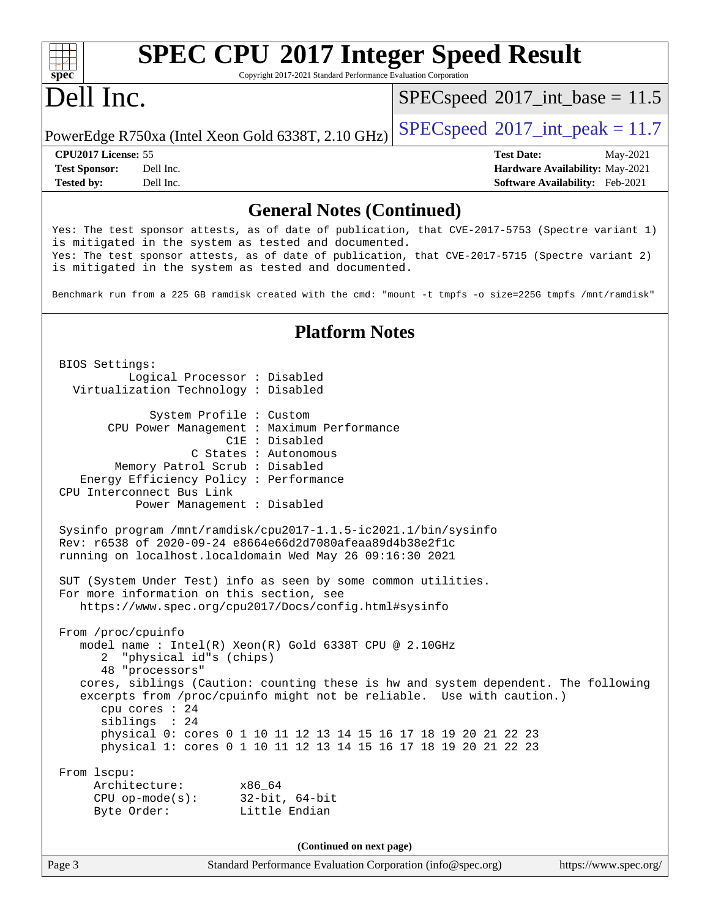# SPEC CPU 2017 Integer Speed Result

Copyright 2017-2021 Standard Performance Evaluation Corporation

# Dell Inc.

PowerEdge R750xa (Intel Xeon Gold 6338T, 2.10 GHz)

SPECspeed 2017_int_base = 11.5

SPECspeed 2017_int_peak = 11.7

**CPU2017 License:** 55
**Test Sponsor:** Dell Inc.
**Tested by:** Dell Inc.

**Test Date:** May-2021
**Hardware Availability:** May-2021
**Software Availability:** Feb-2021

## General Notes (Continued)

```
Yes: The test sponsor attests, as of date of publication, that CVE-2017-5753 (Spectre variant 1)
is mitigated in the system as tested and documented.
Yes: The test sponsor attests, as of date of publication, that CVE-2017-5715 (Spectre variant 2)
is mitigated in the system as tested and documented.

Benchmark run from a 225 GB ramdisk created with the cmd: "mount -t tmpfs -o size=225G tmpfs /mnt/ramdisk"
```

## Platform Notes

```
BIOS Settings:
        Logical Processor : Disabled
  Virtualization Technology : Disabled

           System Profile : Custom
     CPU Power Management : Maximum Performance
                      C1E : Disabled
                 C States : Autonomous
       Memory Patrol Scrub : Disabled
   Energy Efficiency Policy : Performance
CPU Interconnect Bus Link
         Power Management : Disabled

Sysinfo program /mnt/ramdisk/cpu2017-1.1.5-ic2021.1/bin/sysinfo
Rev: r6538 of 2020-09-24 e8664e66d2d7080afeaa89d4b38e2f1c
running on localhost.localdomain Wed May 26 09:16:30 2021

SUT (System Under Test) info as seen by some common utilities.
For more information on this section, see
   https://www.spec.org/cpu2017/Docs/config.html#sysinfo

From /proc/cpuinfo
   model name : Intel(R) Xeon(R) Gold 6338T CPU @ 2.10GHz
      2  "physical id"s (chips)
      48 "processors"
   cores, siblings (Caution: counting these is hw and system dependent. The following
   excerpts from /proc/cpuinfo might not be reliable.  Use with caution.)
      cpu cores : 24
      siblings  : 24
      physical 0: cores 0 1 10 11 12 13 14 15 16 17 18 19 20 21 22 23
      physical 1: cores 0 1 10 11 12 13 14 15 16 17 18 19 20 21 22 23

From lscpu:
     Architecture:        x86_64
     CPU op-mode(s):      32-bit, 64-bit
     Byte Order:          Little Endian
```

(Continued on next page)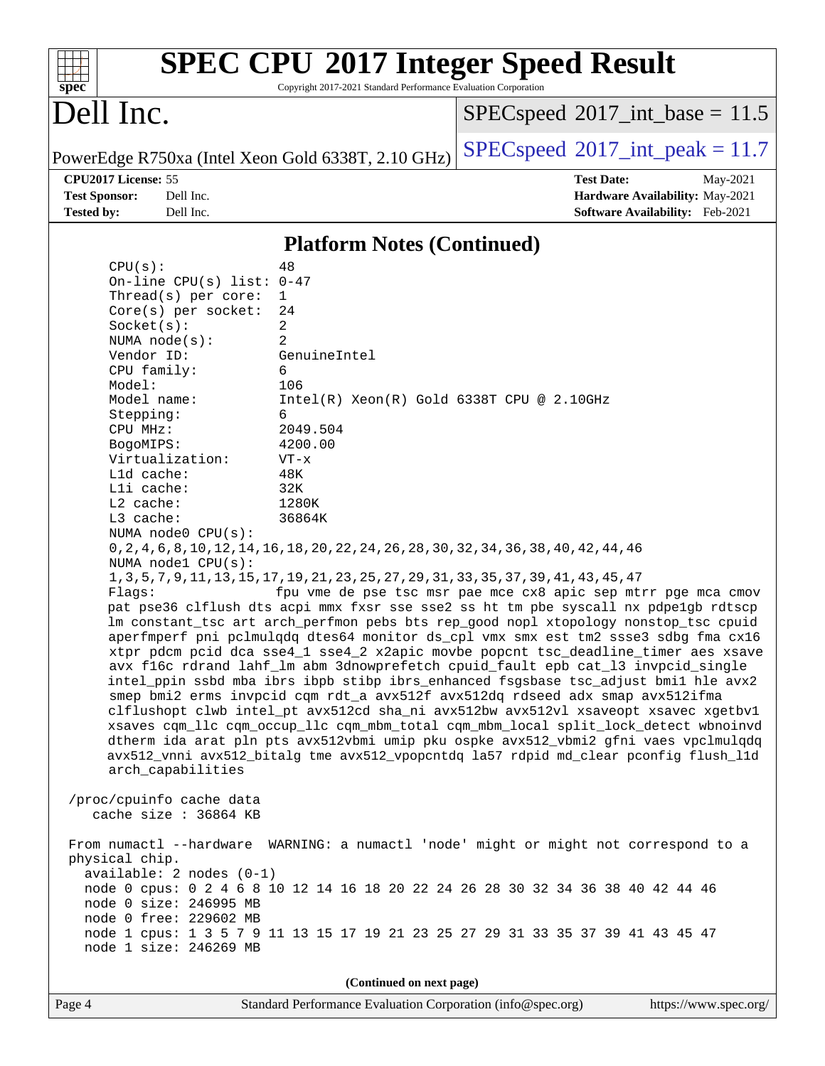# SPEC CPU 2017 Integer Speed Result

Copyright 2017-2021 Standard Performance Evaluation Corporation

# Dell Inc.

PowerEdge R750xa (Intel Xeon Gold 6338T, 2.10 GHz)

SPECspeed 2017_int_base = 11.5

SPECspeed 2017_int_peak = 11.7

**CPU2017 License:** 55
**Test Sponsor:** Dell Inc.
**Tested by:** Dell Inc.

**Test Date:** May-2021
**Hardware Availability:** May-2021
**Software Availability:** Feb-2021

## Platform Notes (Continued)

```
    CPU(s):                48
    On-line CPU(s) list: 0-47
    Thread(s) per core:  1
    Core(s) per socket:  24
    Socket(s):           2
    NUMA node(s):        2
    Vendor ID:           GenuineIntel
    CPU family:          6
    Model:               106
    Model name:          Intel(R) Xeon(R) Gold 6338T CPU @ 2.10GHz
    Stepping:            6
    CPU MHz:             2049.504
    BogoMIPS:            4200.00
    Virtualization:      VT-x
    L1d cache:           48K
    L1i cache:           32K
    L2 cache:            1280K
    L3 cache:            36864K
    NUMA node0 CPU(s):
    0,2,4,6,8,10,12,14,16,18,20,22,24,26,28,30,32,34,36,38,40,42,44,46
    NUMA node1 CPU(s):
    1,3,5,7,9,11,13,15,17,19,21,23,25,27,29,31,33,35,37,39,41,43,45,47
    Flags:                 fpu vme de pse tsc msr pae mce cx8 apic sep mtrr pge mca cmov
    pat pse36 clflush dts acpi mmx fxsr sse sse2 ss ht tm pbe syscall nx pdpe1gb rdtscp
    lm constant_tsc art arch_perfmon pebs bts rep_good nopl xtopology nonstop_tsc cpuid
    aperfmperf pni pclmulqdq dtes64 monitor ds_cpl vmx smx est tm2 ssse3 sdbg fma cx16
    xtpr pdcm pcid dca sse4_1 sse4_2 x2apic movbe popcnt tsc_deadline_timer aes xsave
    avx f16c rdrand lahf_lm abm 3dnowprefetch cpuid_fault epb cat_l3 invpcid_single
    intel_ppin ssbd mba ibrs ibpb stibp ibrs_enhanced fsgsbase tsc_adjust bmi1 hle avx2
    smep bmi2 erms invpcid cqm rdt_a avx512f avx512dq rdseed adx smap avx512ifma
    clflushopt clwb intel_pt avx512cd sha_ni avx512bw avx512vl xsaveopt xsavec xgetbv1
    xsaves cqm_llc cqm_occup_llc cqm_mbm_total cqm_mbm_local split_lock_detect wbnoinvd
    dtherm ida arat pln pts avx512vbmi umip pku ospke avx512_vbmi2 gfni vaes vpclmulqdq
    avx512_vnni avx512_bitalg tme avx512_vpopcntdq la57 rdpid md_clear pconfig flush_l1d
    arch_capabilities

 /proc/cpuinfo cache data
    cache size : 36864 KB

 From numactl --hardware  WARNING: a numactl 'node' might or might not correspond to a
 physical chip.
   available: 2 nodes (0-1)
   node 0 cpus: 0 2 4 6 8 10 12 14 16 18 20 22 24 26 28 30 32 34 36 38 40 42 44 46
   node 0 size: 246995 MB
   node 0 free: 229602 MB
   node 1 cpus: 1 3 5 7 9 11 13 15 17 19 21 23 25 27 29 31 33 35 37 39 41 43 45 47
   node 1 size: 246269 MB
```

(Continued on next page)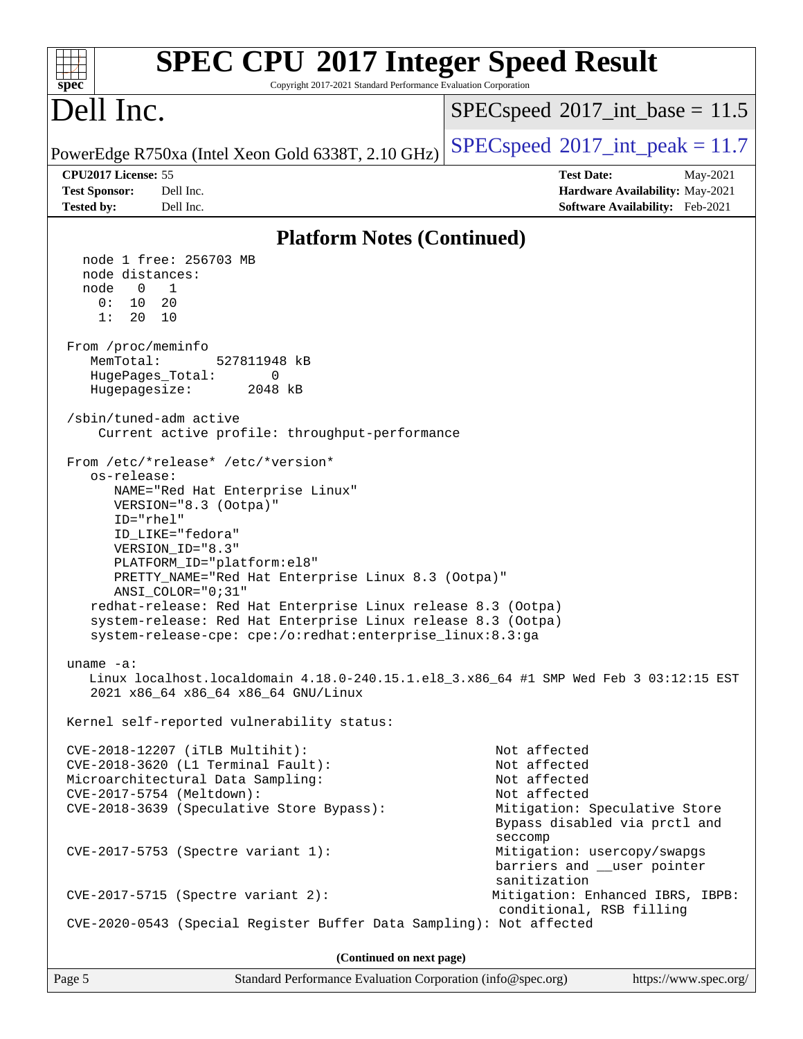## Platform Notes (Continued)

```
  node 1 free: 256703 MB
  node distances:
  node   0   1
    0:  10  20
    1:  20  10

From /proc/meminfo
   MemTotal:       527811948 kB
   HugePages_Total:       0
   Hugepagesize:       2048 kB

/sbin/tuned-adm active
    Current active profile: throughput-performance

From /etc/*release* /etc/*version*
   os-release:
      NAME="Red Hat Enterprise Linux"
      VERSION="8.3 (Ootpa)"
      ID="rhel"
      ID_LIKE="fedora"
      VERSION_ID="8.3"
      PLATFORM_ID="platform:el8"
      PRETTY_NAME="Red Hat Enterprise Linux 8.3 (Ootpa)"
      ANSI_COLOR="0;31"
   redhat-release: Red Hat Enterprise Linux release 8.3 (Ootpa)
   system-release: Red Hat Enterprise Linux release 8.3 (Ootpa)
   system-release-cpe: cpe:/o:redhat:enterprise_linux:8.3:ga

uname -a:
   Linux localhost.localdomain 4.18.0-240.15.1.el8_3.x86_64 #1 SMP Wed Feb 3 03:12:15 EST
   2021 x86_64 x86_64 x86_64 GNU/Linux

Kernel self-reported vulnerability status:

CVE-2018-12207 (iTLB Multihit):                          Not affected
CVE-2018-3620 (L1 Terminal Fault):                       Not affected
Microarchitectural Data Sampling:                        Not affected
CVE-2017-5754 (Meltdown):                                Not affected
CVE-2018-3639 (Speculative Store Bypass):                Mitigation: Speculative Store
                                                         Bypass disabled via prctl and
                                                         seccomp
CVE-2017-5753 (Spectre variant 1):                       Mitigation: usercopy/swapgs
                                                         barriers and __user pointer
                                                         sanitization
CVE-2017-5715 (Spectre variant 2):                       Mitigation: Enhanced IBRS, IBPB:
                                                         conditional, RSB filling
CVE-2020-0543 (Special Register Buffer Data Sampling): Not affected
```

(Continued on next page)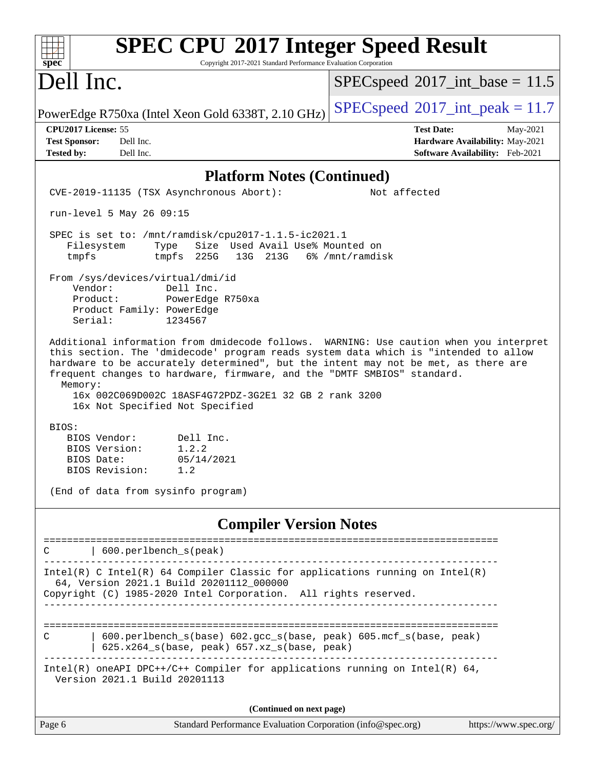## Platform Notes (Continued)

```
CVE-2019-11135 (TSX Asynchronous Abort):                Not affected

run-level 5 May 26 09:15

SPEC is set to: /mnt/ramdisk/cpu2017-1.1.5-ic2021.1
   Filesystem     Type   Size  Used Avail Use% Mounted on
   tmpfs          tmpfs  225G   13G  213G   6% /mnt/ramdisk

From /sys/devices/virtual/dmi/id
    Vendor:         Dell Inc.
    Product:        PowerEdge R750xa
    Product Family: PowerEdge
    Serial:         1234567

Additional information from dmidecode follows.  WARNING: Use caution when you interpret
this section. The 'dmidecode' program reads system data which is "intended to allow
hardware to be accurately determined", but the intent may not be met, as there are
frequent changes to hardware, firmware, and the "DMTF SMBIOS" standard.
  Memory:
    16x 002C069D002C 18ASF4G72PDZ-3G2E1 32 GB 2 rank 3200
    16x Not Specified Not Specified

BIOS:
   BIOS Vendor:       Dell Inc.
   BIOS Version:      1.2.2
   BIOS Date:         05/14/2021
   BIOS Revision:     1.2

(End of data from sysinfo program)
```

## Compiler Version Notes

```
==============================================================================
C       | 600.perlbench_s(peak)
------------------------------------------------------------------------------
Intel(R) C Intel(R) 64 Compiler Classic for applications running on Intel(R)
  64, Version 2021.1 Build 20201112_000000
Copyright (C) 1985-2020 Intel Corporation.  All rights reserved.
------------------------------------------------------------------------------

==============================================================================
C       | 600.perlbench_s(base) 602.gcc_s(base, peak) 605.mcf_s(base, peak)
        | 625.x264_s(base, peak) 657.xz_s(base, peak)
------------------------------------------------------------------------------
Intel(R) oneAPI DPC++/C++ Compiler for applications running on Intel(R) 64,
  Version 2021.1 Build 20201113
```

(Continued on next page)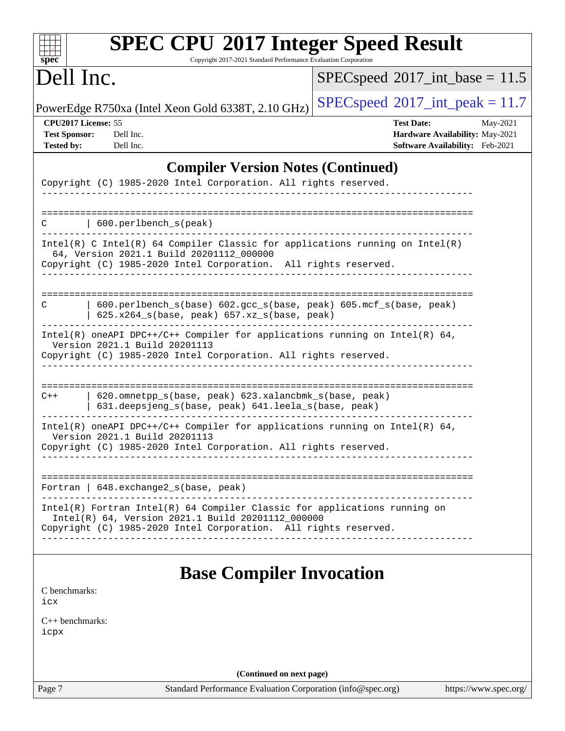## Compiler Version Notes (Continued)

```
Copyright (C) 1985-2020 Intel Corporation. All rights reserved.
------------------------------------------------------------------------------

==============================================================================
C       | 600.perlbench_s(peak)
------------------------------------------------------------------------------
Intel(R) C Intel(R) 64 Compiler Classic for applications running on Intel(R)
  64, Version 2021.1 Build 20201112_000000
Copyright (C) 1985-2020 Intel Corporation.  All rights reserved.
------------------------------------------------------------------------------

==============================================================================
C       | 600.perlbench_s(base) 602.gcc_s(base, peak) 605.mcf_s(base, peak)
        | 625.x264_s(base, peak) 657.xz_s(base, peak)
------------------------------------------------------------------------------
Intel(R) oneAPI DPC++/C++ Compiler for applications running on Intel(R) 64,
  Version 2021.1 Build 20201113
Copyright (C) 1985-2020 Intel Corporation. All rights reserved.
------------------------------------------------------------------------------

==============================================================================
C++     | 620.omnetpp_s(base, peak) 623.xalancbmk_s(base, peak)
        | 631.deepsjeng_s(base, peak) 641.leela_s(base, peak)
------------------------------------------------------------------------------
Intel(R) oneAPI DPC++/C++ Compiler for applications running on Intel(R) 64,
  Version 2021.1 Build 20201113
Copyright (C) 1985-2020 Intel Corporation. All rights reserved.
------------------------------------------------------------------------------

==============================================================================
Fortran | 648.exchange2_s(base, peak)
------------------------------------------------------------------------------
Intel(R) Fortran Intel(R) 64 Compiler Classic for applications running on
  Intel(R) 64, Version 2021.1 Build 20201112_000000
Copyright (C) 1985-2020 Intel Corporation.  All rights reserved.
------------------------------------------------------------------------------
```

## Base Compiler Invocation

C benchmarks:
icx

C++ benchmarks:
icpx

(Continued on next page)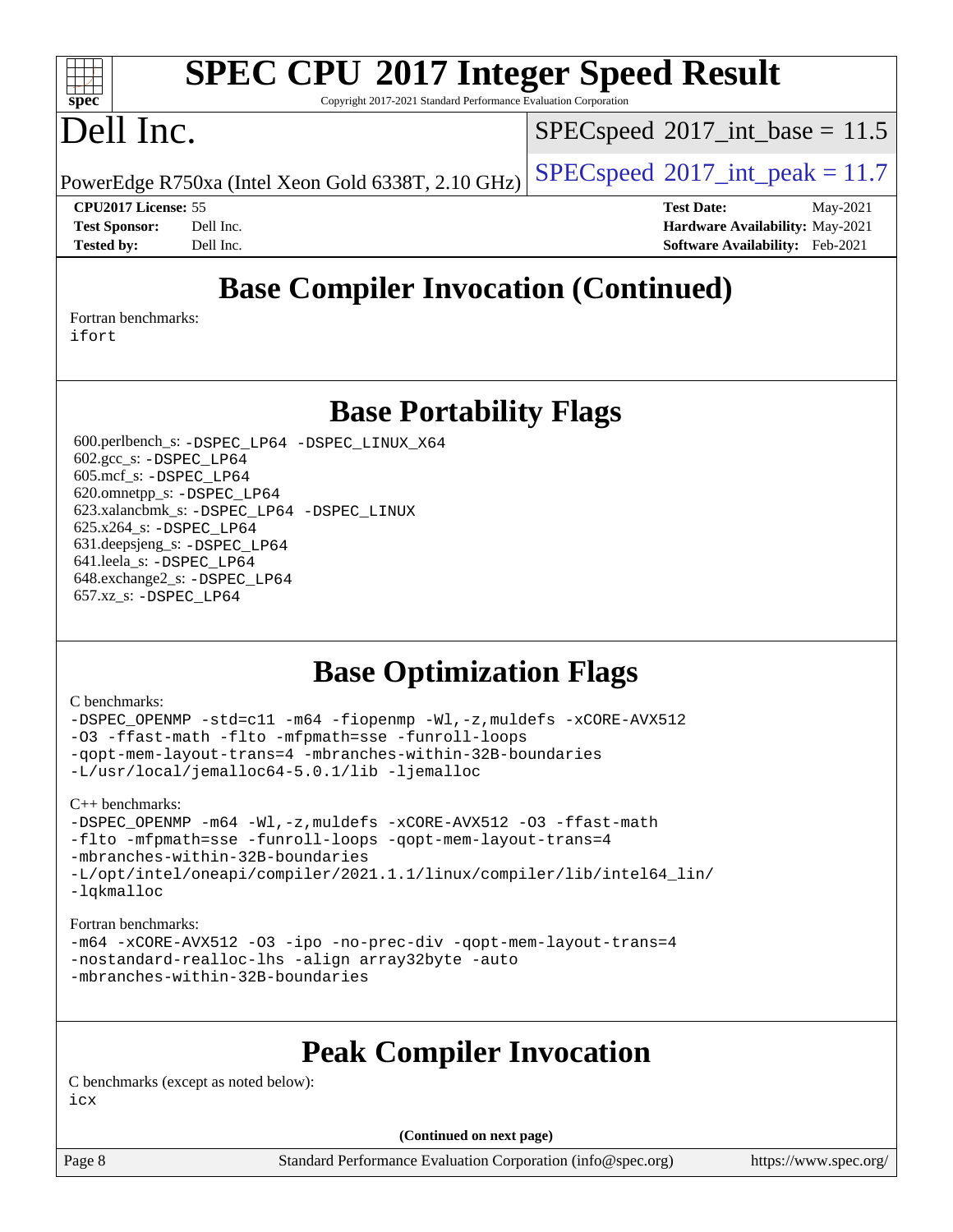# SPEC CPU 2017 Integer Speed Result

Copyright 2017-2021 Standard Performance Evaluation Corporation

# Dell Inc.

PowerEdge R750xa (Intel Xeon Gold 6338T, 2.10 GHz)

SPECspeed 2017_int_base = 11.5

SPECspeed 2017_int_peak = 11.7

**CPU2017 License:** 55
**Test Sponsor:** Dell Inc.
**Tested by:** Dell Inc.

**Test Date:** May-2021
**Hardware Availability:** May-2021
**Software Availability:** Feb-2021

## Base Compiler Invocation (Continued)

Fortran benchmarks:
ifort

## Base Portability Flags

600.perlbench_s: -DSPEC_LP64 -DSPEC_LINUX_X64
602.gcc_s: -DSPEC_LP64
605.mcf_s: -DSPEC_LP64
620.omnetpp_s: -DSPEC_LP64
623.xalancbmk_s: -DSPEC_LP64 -DSPEC_LINUX
625.x264_s: -DSPEC_LP64
631.deepsjeng_s: -DSPEC_LP64
641.leela_s: -DSPEC_LP64
648.exchange2_s: -DSPEC_LP64
657.xz_s: -DSPEC_LP64

## Base Optimization Flags

C benchmarks:
-DSPEC_OPENMP -std=c11 -m64 -fiopenmp -Wl,-z,muldefs -xCORE-AVX512
-O3 -ffast-math -flto -mfpmath=sse -funroll-loops
-qopt-mem-layout-trans=4 -mbranches-within-32B-boundaries
-L/usr/local/jemalloc64-5.0.1/lib -ljemalloc

C++ benchmarks:
-DSPEC_OPENMP -m64 -Wl,-z,muldefs -xCORE-AVX512 -O3 -ffast-math
-flto -mfpmath=sse -funroll-loops -qopt-mem-layout-trans=4
-mbranches-within-32B-boundaries
-L/opt/intel/oneapi/compiler/2021.1.1/linux/compiler/lib/intel64_lin/
-lqkmalloc

Fortran benchmarks:
-m64 -xCORE-AVX512 -O3 -ipo -no-prec-div -qopt-mem-layout-trans=4
-nostandard-realloc-lhs -align array32byte -auto
-mbranches-within-32B-boundaries

## Peak Compiler Invocation

C benchmarks (except as noted below):
icx

(Continued on next page)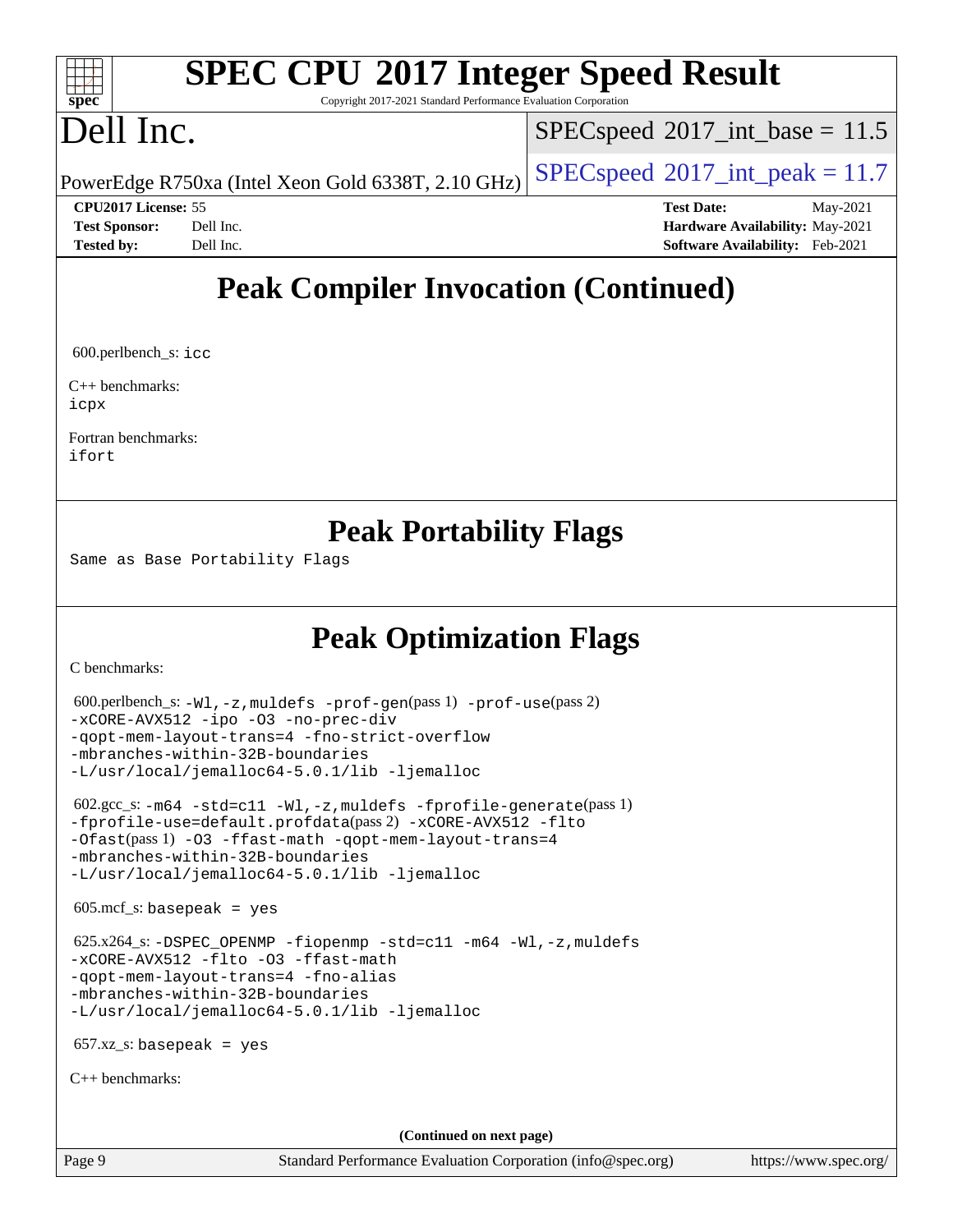# Dell Inc.

PowerEdge R750xa (Intel Xeon Gold 6338T, 2.10 GHz)

SPECspeed 2017_int_base = 11.5

SPECspeed 2017_int_peak = 11.7

**CPU2017 License:** 55
**Test Sponsor:** Dell Inc.
**Tested by:** Dell Inc.

**Test Date:** May-2021
**Hardware Availability:** May-2021
**Software Availability:** Feb-2021

## Peak Compiler Invocation (Continued)

600.perlbench_s: `icc`

C++ benchmarks:
`icpx`

Fortran benchmarks:
`ifort`

## Peak Portability Flags

Same as Base Portability Flags

## Peak Optimization Flags

C benchmarks:

600.perlbench_s: `-Wl,-z,muldefs -prof-gen`(pass 1) `-prof-use`(pass 2) `-xCORE-AVX512 -ipo -O3 -no-prec-div -qopt-mem-layout-trans=4 -fno-strict-overflow -mbranches-within-32B-boundaries -L/usr/local/jemalloc64-5.0.1/lib -ljemalloc`

602.gcc_s: `-m64 -std=c11 -Wl,-z,muldefs -fprofile-generate`(pass 1) `-fprofile-use=default.profdata`(pass 2) `-xCORE-AVX512 -flto -Ofast`(pass 1) `-O3 -ffast-math -qopt-mem-layout-trans=4 -mbranches-within-32B-boundaries -L/usr/local/jemalloc64-5.0.1/lib -ljemalloc`

605.mcf_s: `basepeak = yes`

625.x264_s: `-DSPEC_OPENMP -fiopenmp -std=c11 -m64 -Wl,-z,muldefs -xCORE-AVX512 -flto -O3 -ffast-math -qopt-mem-layout-trans=4 -fno-alias -mbranches-within-32B-boundaries -L/usr/local/jemalloc64-5.0.1/lib -ljemalloc`

657.xz_s: `basepeak = yes`

C++ benchmarks:

(Continued on next page)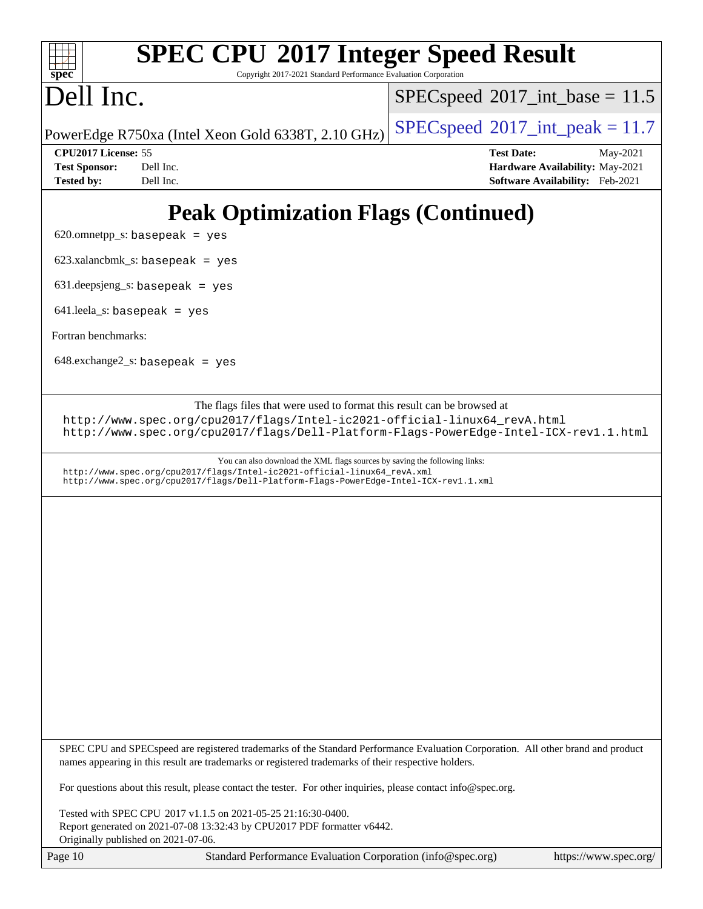# Peak Optimization Flags (Continued)

620.omnetpp_s: `basepeak = yes`

623.xalancbmk_s: `basepeak = yes`

631.deepsjeng_s: `basepeak = yes`

641.leela_s: `basepeak = yes`

Fortran benchmarks:

648.exchange2_s: `basepeak = yes`

The flags files that were used to format this result can be browsed at
http://www.spec.org/cpu2017/flags/Intel-ic2021-official-linux64_revA.html
http://www.spec.org/cpu2017/flags/Dell-Platform-Flags-PowerEdge-Intel-ICX-rev1.1.html

You can also download the XML flags sources by saving the following links:
http://www.spec.org/cpu2017/flags/Intel-ic2021-official-linux64_revA.xml
http://www.spec.org/cpu2017/flags/Dell-Platform-Flags-PowerEdge-Intel-ICX-rev1.1.xml

SPEC CPU and SPECspeed are registered trademarks of the Standard Performance Evaluation Corporation. All other brand and product names appearing in this result are trademarks or registered trademarks of their respective holders.

For questions about this result, please contact the tester. For other inquiries, please contact info@spec.org.

Tested with SPEC CPU 2017 v1.1.5 on 2021-05-25 21:16:30-0400.
Report generated on 2021-07-08 13:32:43 by CPU2017 PDF formatter v6442.
Originally published on 2021-07-06.